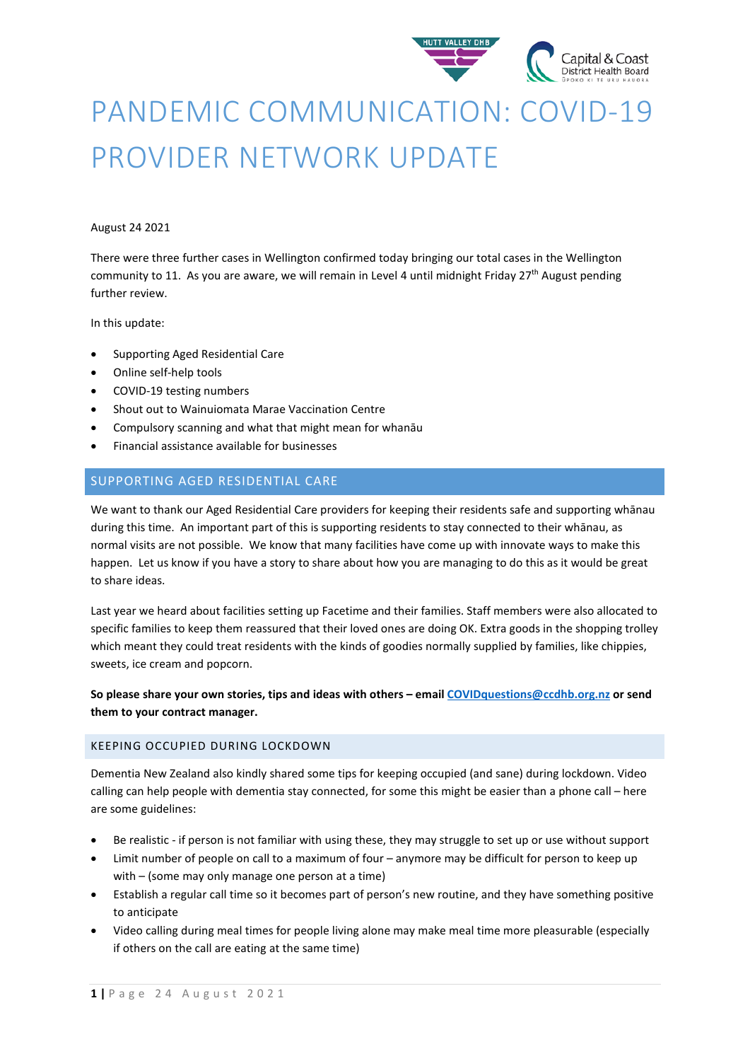# PANDEMIC COMMUNICATION: COVID-19 PROVIDER NETWORK UPDATE

August 24 2021

There were three further cases in Wellington confirmed today bringing our total cases in the Wellington community to 11. As you are aware, we will remain in Level 4 until midnight Friday 27th August pending further review.

In this update:

- Supporting Aged Residential Care
- Online self-help tools
- COVID-19 testing numbers
- Shout out to Wainuiomata Marae Vaccination Centre
- Compulsory scanning and what that might mean for whānau
- Financial assistance available for businesses

## SUPPORTING AGED RESIDENTIAL CARE

We want to thank our Aged Residential Care providers for keeping their residents safe and supporting whānau during this time. An important part of this is supporting residents to stay connected to their whānau, as normal visits are not possible. We know that many facilities have come up with innovate ways to make this happen. Let us know if you have a story to share about how you are managing to do this as it would be great to share ideas.

Last year we heard about facilities setting up Facetime and their families. Staff members were also allocated to specific families to keep them reassured that their loved ones are doing OK. Extra goods in the shopping trolley which meant they could treat residents with the kinds of goodies normally supplied by families, like chippies, sweets, ice cream and popcorn.

**So please share your own stories, tips and ideas with others – email COVIDquestions@ccdhb.org.nz or send them to your contract manager.**

### KEEPING OCCUPIED DURING LOCKDOWN

Dementia New Zealand also kindly shared some tips for keeping occupied (and sane) during lockdown. Video calling can help people with dementia stay connected, for some this might be easier than a phone call – here are some guidelines:

- Be realistic - if person is not familiar with using these, they may struggle to set up or use without support
- Limit number of people on call to a maximum of four – anymore may be difficult for person to keep up with – (some may only manage one person at a time)
- Establish a regular call time so it becomes part of person's new routine, and they have something positive to anticipate
- Video calling during meal times for people living alone may make meal time more pleasurable (especially if others on the call are eating at the same time)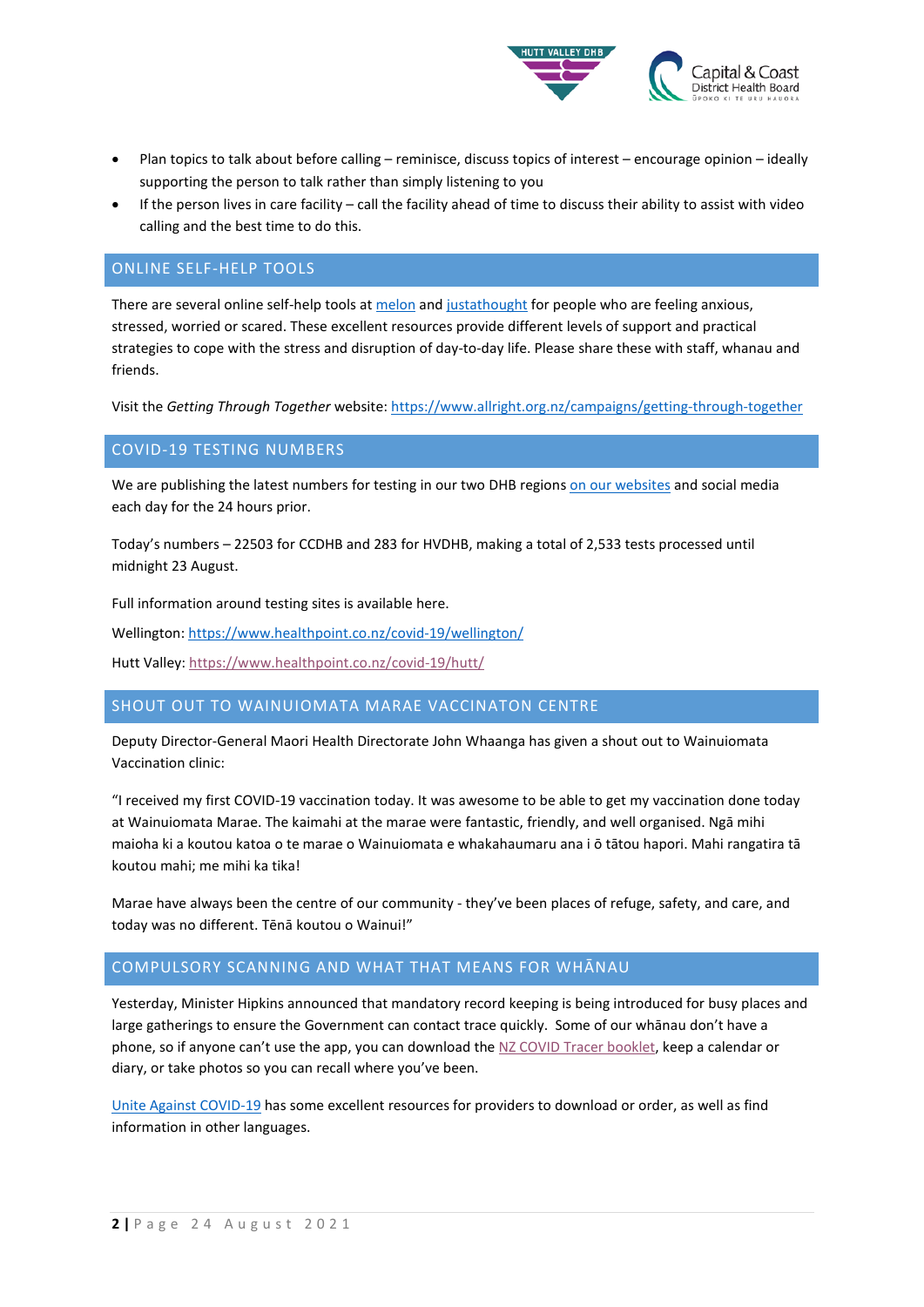- Plan topics to talk about before calling – reminisce, discuss topics of interest – encourage opinion – ideally supporting the person to talk rather than simply listening to you
- If the person lives in care facility – call the facility ahead of time to discuss their ability to assist with video calling and the best time to do this.

## ONLINE SELF-HELP TOOLS

There are several online self-help tools at melon and justathought for people who are feeling anxious, stressed, worried or scared. These excellent resources provide different levels of support and practical strategies to cope with the stress and disruption of day-to-day life. Please share these with staff, whanau and friends.

Visit the *Getting Through Together* website: https://www.allright.org.nz/campaigns/getting-through-together

## COVID-19 TESTING NUMBERS

We are publishing the latest numbers for testing in our two DHB regions on our websites and social media each day for the 24 hours prior.

Today's numbers – 22503 for CCDHB and 283 for HVDHB, making a total of 2,533 tests processed until midnight 23 August.

Full information around testing sites is available here.

Wellington: https://www.healthpoint.co.nz/covid-19/wellington/

Hutt Valley: https://www.healthpoint.co.nz/covid-19/hutt/

## SHOUT OUT TO WAINUIOMATA MARAE VACCINATON CENTRE

Deputy Director-General Maori Health Directorate John Whaanga has given a shout out to Wainuiomata Vaccination clinic:

"I received my first COVID-19 vaccination today. It was awesome to be able to get my vaccination done today at Wainuiomata Marae. The kaimahi at the marae were fantastic, friendly, and well organised. Ngā mihi maioha ki a koutou katoa o te marae o Wainuiomata e whakahaumaru ana i ō tātou hapori. Mahi rangatira tā koutou mahi; me mihi ka tika!

Marae have always been the centre of our community - they've been places of refuge, safety, and care, and today was no different. Tēnā koutou o Wainui!"

## COMPULSORY SCANNING AND WHAT THAT MEANS FOR WHĀNAU

Yesterday, Minister Hipkins announced that mandatory record keeping is being introduced for busy places and large gatherings to ensure the Government can contact trace quickly. Some of our whānau don't have a phone, so if anyone can't use the app, you can download the NZ COVID Tracer booklet, keep a calendar or diary, or take photos so you can recall where you've been.

Unite Against COVID-19 has some excellent resources for providers to download or order, as well as find information in other languages.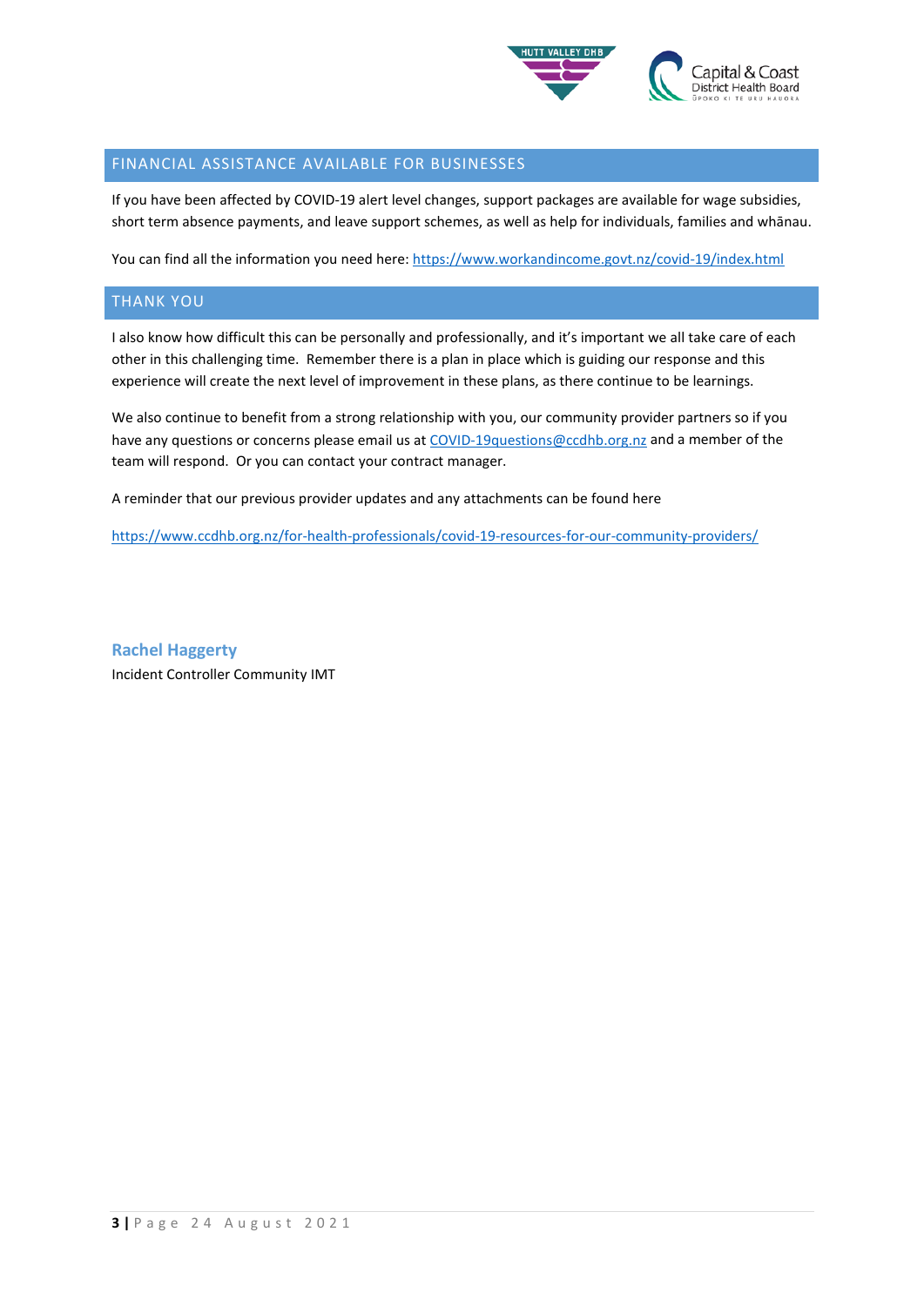## FINANCIAL ASSISTANCE AVAILABLE FOR BUSINESSES

If you have been affected by COVID-19 alert level changes, support packages are available for wage subsidies, short term absence payments, and leave support schemes, as well as help for individuals, families and whānau.

You can find all the information you need here: https://www.workandincome.govt.nz/covid-19/index.html

## THANK YOU

I also know how difficult this can be personally and professionally, and it's important we all take care of each other in this challenging time. Remember there is a plan in place which is guiding our response and this experience will create the next level of improvement in these plans, as there continue to be learnings.

We also continue to benefit from a strong relationship with you, our community provider partners so if you have any questions or concerns please email us at COVID-19questions@ccdhb.org.nz and a member of the team will respond. Or you can contact your contract manager.

A reminder that our previous provider updates and any attachments can be found here

https://www.ccdhb.org.nz/for-health-professionals/covid-19-resources-for-our-community-providers/

**Rachel Haggerty**

Incident Controller Community IMT